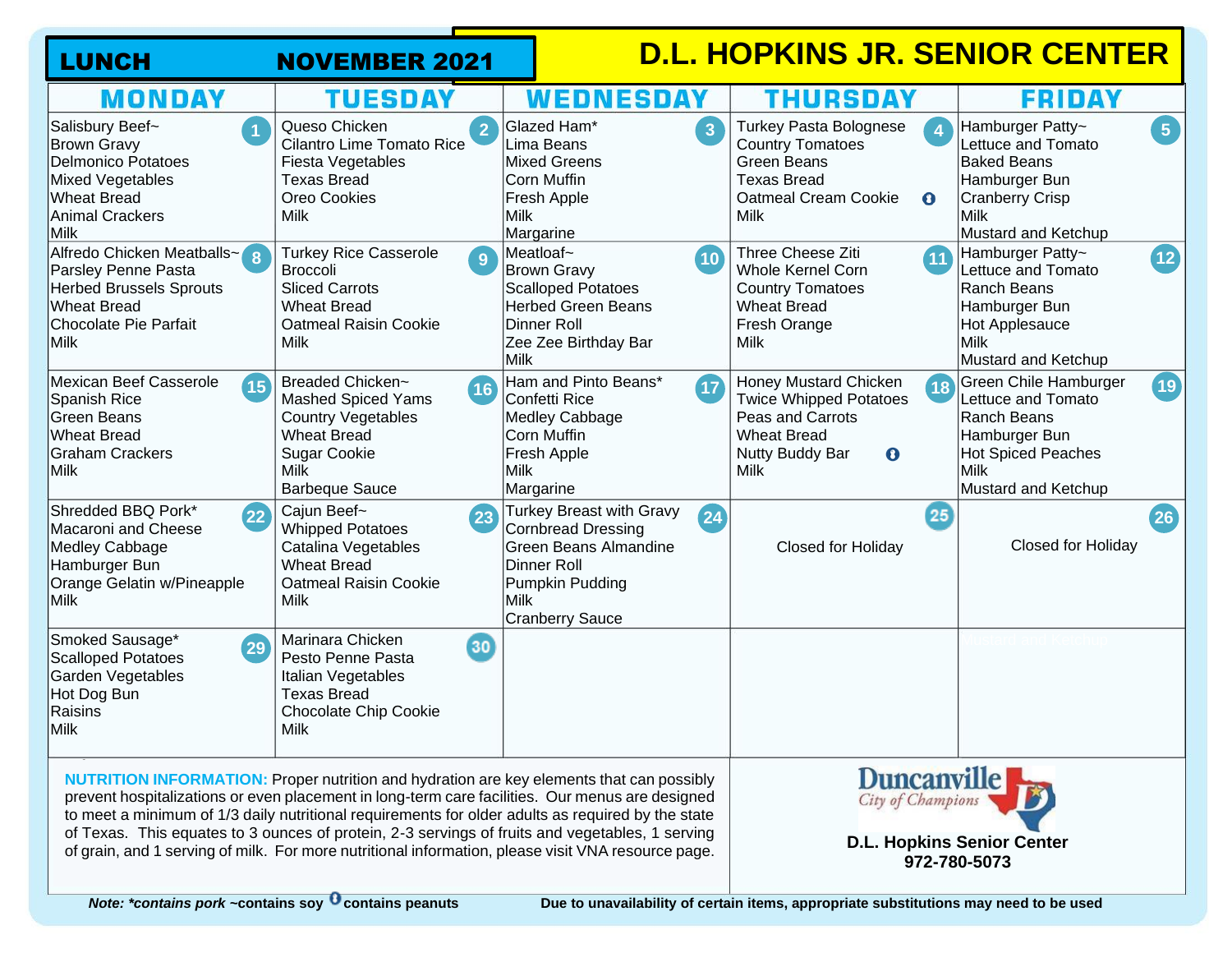# D.L. HOPKINS JR. SENIOR CENTER

## LUNCH NOVEMBER 2021

| MONDAY | TUESDAY | WEDNESDAY | THURSDAY | FRIDAY |
|---|---|---|---|---|
| **1** Salisbury Beef~<br>Brown Gravy<br>Delmonico Potatoes<br>Mixed Vegetables<br>Wheat Bread<br>Animal Crackers<br>Milk | **2** Queso Chicken<br>Cilantro Lime Tomato Rice<br>Fiesta Vegetables<br>Texas Bread<br>Oreo Cookies<br>Milk | **3** Glazed Ham*<br>Lima Beans<br>Mixed Greens<br>Corn Muffin<br>Fresh Apple<br>Milk<br>Margarine | **4** Turkey Pasta Bolognese<br>Country Tomatoes<br>Green Beans<br>Texas Bread<br>Oatmeal Cream Cookie (contains peanuts)<br>Milk | **5** Hamburger Patty~<br>Lettuce and Tomato<br>Baked Beans<br>Hamburger Bun<br>Cranberry Crisp<br>Milk<br>Mustard and Ketchup |
| **8** Alfredo Chicken Meatballs~<br>Parsley Penne Pasta<br>Herbed Brussels Sprouts<br>Wheat Bread<br>Chocolate Pie Parfait<br>Milk | **9** Turkey Rice Casserole<br>Broccoli<br>Sliced Carrots<br>Wheat Bread<br>Oatmeal Raisin Cookie<br>Milk | **10** Meatloaf~<br>Brown Gravy<br>Scalloped Potatoes<br>Herbed Green Beans<br>Dinner Roll<br>Zee Zee Birthday Bar<br>Milk | **11** Three Cheese Ziti<br>Whole Kernel Corn<br>Country Tomatoes<br>Wheat Bread<br>Fresh Orange<br>Milk | **12** Hamburger Patty~<br>Lettuce and Tomato<br>Ranch Beans<br>Hamburger Bun<br>Hot Applesauce<br>Milk<br>Mustard and Ketchup |
| **15** Mexican Beef Casserole<br>Spanish Rice<br>Green Beans<br>Wheat Bread<br>Graham Crackers<br>Milk | **16** Breaded Chicken~<br>Mashed Spiced Yams<br>Country Vegetables<br>Wheat Bread<br>Sugar Cookie<br>Milk<br>Barbeque Sauce | **17** Ham and Pinto Beans*<br>Confetti Rice<br>Medley Cabbage<br>Corn Muffin<br>Fresh Apple<br>Milk<br>Margarine | **18** Honey Mustard Chicken<br>Twice Whipped Potatoes<br>Peas and Carrots<br>Wheat Bread<br>Nutty Buddy Bar (contains peanuts)<br>Milk | **19** Green Chile Hamburger<br>Lettuce and Tomato<br>Ranch Beans<br>Hamburger Bun<br>Hot Spiced Peaches<br>Milk<br>Mustard and Ketchup |
| **22** Shredded BBQ Pork*<br>Macaroni and Cheese<br>Medley Cabbage<br>Hamburger Bun<br>Orange Gelatin w/Pineapple<br>Milk | **23** Cajun Beef~<br>Whipped Potatoes<br>Catalina Vegetables<br>Wheat Bread<br>Oatmeal Raisin Cookie<br>Milk | **24** Turkey Breast with Gravy<br>Cornbread Dressing<br>Green Beans Almandine<br>Dinner Roll<br>Pumpkin Pudding<br>Milk<br>Cranberry Sauce | **25** Closed for Holiday | **26** Closed for Holiday |
| **29** Smoked Sausage*<br>Scalloped Potatoes<br>Garden Vegetables<br>Hot Dog Bun<br>Raisins<br>Milk | **30** Marinara Chicken<br>Pesto Penne Pasta<br>Italian Vegetables<br>Texas Bread<br>Chocolate Chip Cookie<br>Milk | | | |

**NUTRITION INFORMATION:** Proper nutrition and hydration are key elements that can possibly prevent hospitalizations or even placement in long-term care facilities. Our menus are designed to meet a minimum of 1/3 daily nutritional requirements for older adults as required by the state of Texas. This equates to 3 ounces of protein, 2-3 servings of fruits and vegetables, 1 serving of grain, and 1 serving of milk. For more nutritional information, please visit VNA resource page.

Duncanville City of Champions

**D.L. Hopkins Senior Center**
**972-780-5073**

***Note: *contains pork*** **~contains soy (peanut icon) contains peanuts**

**Due to unavailability of certain items, appropriate substitutions may need to be used**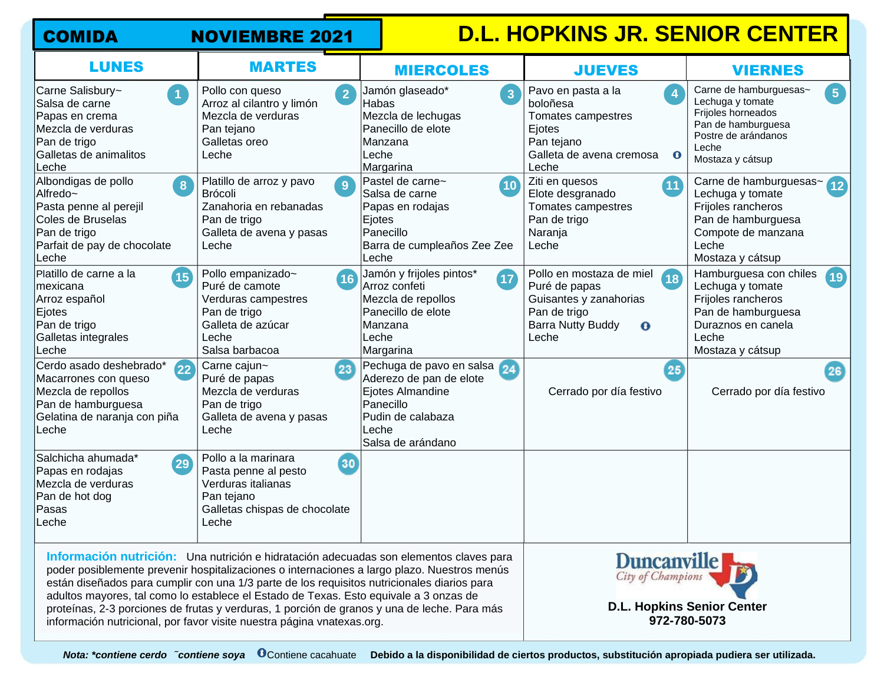# COMIDA NOVIEMBRE 2021

# D.L. HOPKINS JR. SENIOR CENTER

| LUNES | MARTES | MIERCOLES | JUEVES | VIERNES |
|---|---|---|---|---|
| **1**<br>Carne Salisbury~<br>Salsa de carne<br>Papas en crema<br>Mezcla de verduras<br>Pan de trigo<br>Galletas de animalitos<br>Leche | **2**<br>Pollo con queso<br>Arroz al cilantro y limón<br>Mezcla de verduras<br>Pan tejano<br>Galletas oreo<br>Leche | **3**<br>Jamón glaseado*<br>Habas<br>Mezcla de lechugas<br>Panecillo de elote<br>Manzana<br>Leche<br>Margarina | **4**<br>Pavo en pasta a la boloñesa<br>Tomates campestres<br>Ejotes<br>Pan tejano<br>Galleta de avena cremosa (cacahuate)<br>Leche | **5**<br>Carne de hamburguesas~<br>Lechuga y tomate<br>Frijoles horneados<br>Pan de hamburguesa<br>Postre de arándanos<br>Leche<br>Mostaza y cátsup |
| **8**<br>Albondigas de pollo Alfredo~<br>Pasta penne al perejil<br>Coles de Bruselas<br>Pan de trigo<br>Parfait de pay de chocolate<br>Leche | **9**<br>Platillo de arroz y pavo<br>Brócoli<br>Zanahoria en rebanadas<br>Pan de trigo<br>Galleta de avena y pasas<br>Leche | **10**<br>Pastel de carne~<br>Salsa de carne<br>Papas en rodajas<br>Ejotes<br>Panecillo<br>Barra de cumpleaños Zee Zee<br>Leche | **11**<br>Ziti en quesos<br>Elote desgranado<br>Tomates campestres<br>Pan de trigo<br>Naranja<br>Leche | **12**<br>Carne de hamburguesas~<br>Lechuga y tomate<br>Frijoles rancheros<br>Pan de hamburguesa<br>Compote de manzana<br>Leche<br>Mostaza y cátsup |
| **15**<br>Platillo de carne a la mexicana<br>Arroz español<br>Ejotes<br>Pan de trigo<br>Galletas integrales<br>Leche | **16**<br>Pollo empanizado~<br>Puré de camote<br>Verduras campestres<br>Pan de trigo<br>Galleta de azúcar<br>Leche<br>Salsa barbacoa | **17**<br>Jamón y frijoles pintos*<br>Arroz confeti<br>Mezcla de repollos<br>Panecillo de elote<br>Manzana<br>Leche<br>Margarina | **18**<br>Pollo en mostaza de miel<br>Puré de papas<br>Guisantes y zanahorias<br>Pan de trigo<br>Barra Nutty Buddy (cacahuate)<br>Leche | **19**<br>Hamburguesa con chiles<br>Lechuga y tomate<br>Frijoles rancheros<br>Pan de hamburguesa<br>Duraznos en canela<br>Leche<br>Mostaza y cátsup |
| **22**<br>Cerdo asado deshebrado*<br>Macarrones con queso<br>Mezcla de repollos<br>Pan de hamburguesa<br>Gelatina de naranja con piña<br>Leche | **23**<br>Carne cajun~<br>Puré de papas<br>Mezcla de verduras<br>Pan de trigo<br>Galleta de avena y pasas<br>Leche | **24**<br>Pechuga de pavo en salsa<br>Aderezo de pan de elote<br>Ejotes Almandine<br>Panecillo<br>Pudin de calabaza<br>Leche<br>Salsa de arándano | **25**<br>Cerrado por día festivo | **26**<br>Cerrado por día festivo |
| **29**<br>Salchicha ahumada*<br>Papas en rodajas<br>Mezcla de verduras<br>Pan de hot dog<br>Pasas<br>Leche | **30**<br>Pollo a la marinara<br>Pasta penne al pesto<br>Verduras italianas<br>Pan tejano<br>Galletas chispas de chocolate<br>Leche | | | |

**Información nutrición:** Una nutrición e hidratación adecuadas son elementos claves para poder posiblemente prevenir hospitalizaciones o internaciones a largo plazo. Nuestros menús están diseñados para cumplir con una 1/3 parte de los requisitos nutricionales diarios para adultos mayores, tal como lo establece el Estado de Texas. Esto equivale a 3 onzas de proteínas, 2-3 porciones de frutas y verduras, 1 porción de granos y una de leche. Para más información nutricional, por favor visite nuestra página vnatexas.org.

Duncanville City of Champions

**D.L. Hopkins Senior Center**
**972-780-5073**

*Nota: \*contiene cerdo ~contiene soya* Contiene cacahuate **Debido a la disponibilidad de ciertos productos, substitución apropiada pudiera ser utilizada.**